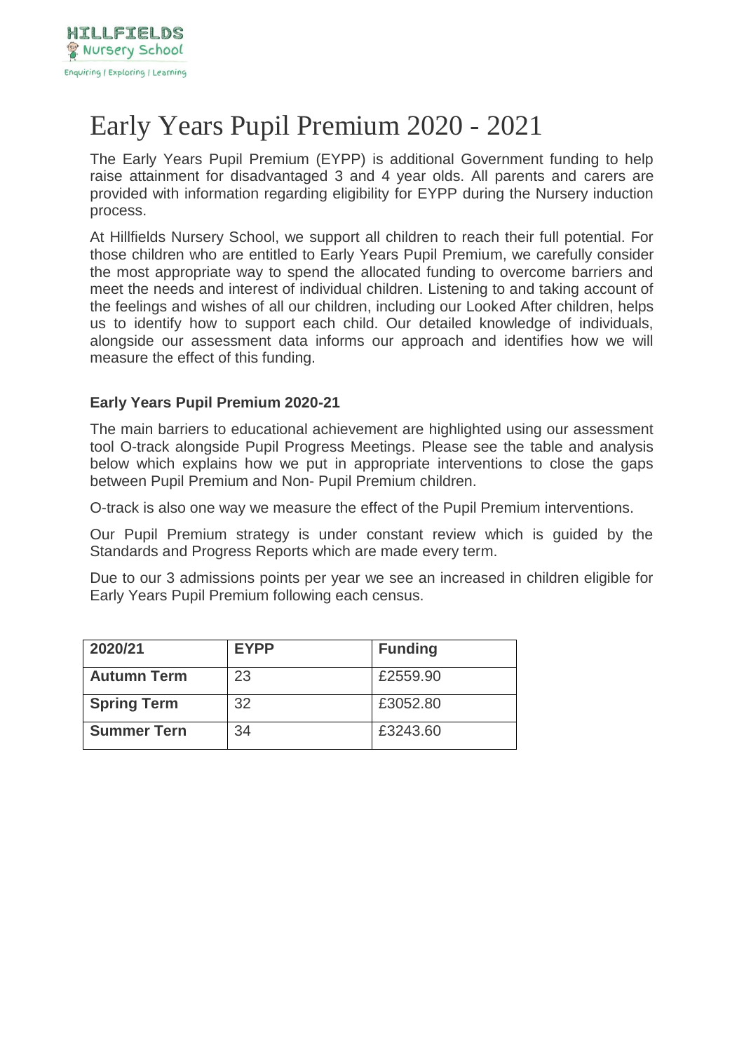HILLFIELDS
Nursery School
Enquiring | Exploring | Learning

# Early Years Pupil Premium 2020 - 2021

The Early Years Pupil Premium (EYPP) is additional Government funding to help raise attainment for disadvantaged 3 and 4 year olds. All parents and carers are provided with information regarding eligibility for EYPP during the Nursery induction process.

At Hillfields Nursery School, we support all children to reach their full potential. For those children who are entitled to Early Years Pupil Premium, we carefully consider the most appropriate way to spend the allocated funding to overcome barriers and meet the needs and interest of individual children. Listening to and taking account of the feelings and wishes of all our children, including our Looked After children, helps us to identify how to support each child. Our detailed knowledge of individuals, alongside our assessment data informs our approach and identifies how we will measure the effect of this funding.

**Early Years Pupil Premium 2020-21**

The main barriers to educational achievement are highlighted using our assessment tool O-track alongside Pupil Progress Meetings. Please see the table and analysis below which explains how we put in appropriate interventions to close the gaps between Pupil Premium and Non- Pupil Premium children.

O-track is also one way we measure the effect of the Pupil Premium interventions.

Our Pupil Premium strategy is under constant review which is guided by the Standards and Progress Reports which are made every term.

Due to our 3 admissions points per year we see an increased in children eligible for Early Years Pupil Premium following each census.

| 2020/21 | EYPP | Funding |
|---|---|---|
| **Autumn Term** | 23 | £2559.90 |
| **Spring Term** | 32 | £3052.80 |
| **Summer Tern** | 34 | £3243.60 |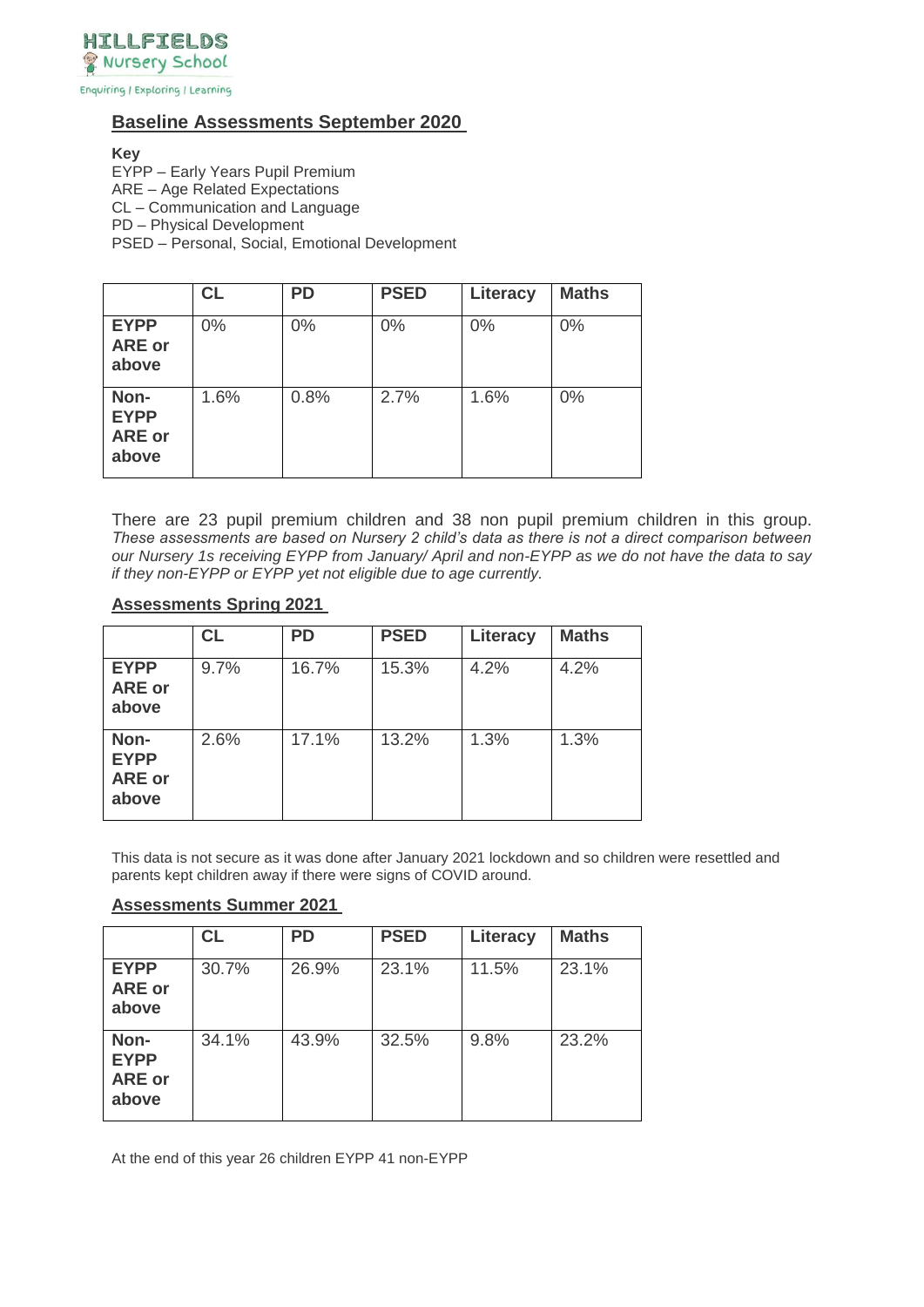HILLFIELDS
Nursery School
Enquiring | Exploring | Learning

## Baseline Assessments September 2020

**Key**
EYPP – Early Years Pupil Premium
ARE – Age Related Expectations
CL – Communication and Language
PD – Physical Development
PSED – Personal, Social, Emotional Development

| | CL | PD | PSED | Literacy | Maths |
|---|---|---|---|---|---|
| **EYPP ARE or above** | 0% | 0% | 0% | 0% | 0% |
| **Non-EYPP ARE or above** | 1.6% | 0.8% | 2.7% | 1.6% | 0% |

There are 23 pupil premium children and 38 non pupil premium children in this group. *These assessments are based on Nursery 2 child's data as there is not a direct comparison between our Nursery 1s receiving EYPP from January/ April and non-EYPP as we do not have the data to say if they non-EYPP or EYPP yet not eligible due to age currently.*

## Assessments Spring 2021

| | CL | PD | PSED | Literacy | Maths |
|---|---|---|---|---|---|
| **EYPP ARE or above** | 9.7% | 16.7% | 15.3% | 4.2% | 4.2% |
| **Non-EYPP ARE or above** | 2.6% | 17.1% | 13.2% | 1.3% | 1.3% |

This data is not secure as it was done after January 2021 lockdown and so children were resettled and parents kept children away if there were signs of COVID around.

## Assessments Summer 2021

| | CL | PD | PSED | Literacy | Maths |
|---|---|---|---|---|---|
| **EYPP ARE or above** | 30.7% | 26.9% | 23.1% | 11.5% | 23.1% |
| **Non-EYPP ARE or above** | 34.1% | 43.9% | 32.5% | 9.8% | 23.2% |

At the end of this year 26 children EYPP 41 non-EYPP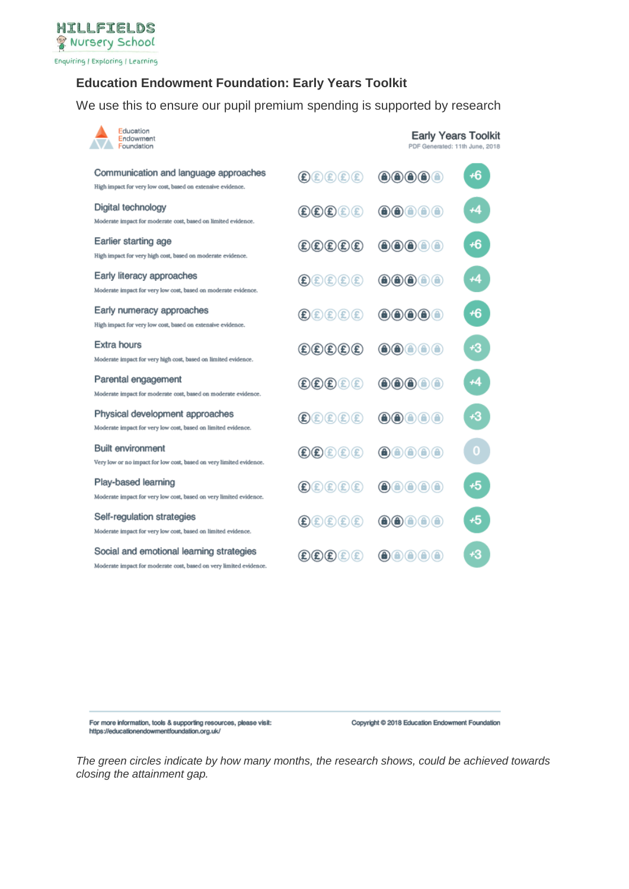# Education Endowment Foundation: Early Years Toolkit

We use this to ensure our pupil premium spending is supported by research

**Education Endowment Foundation** — **Early Years Toolkit**
PDF Generated: 11th June, 2018

| Approach | Cost | Evidence | Impact (months) |
|---|---|---|---|
| **Communication and language approaches**<br>High impact for very low cost, based on extensive evidence. | £ | 4/5 | +6 |
| **Digital technology**<br>Moderate impact for moderate cost, based on limited evidence. | £££ | 2/5 | +4 |
| **Earlier starting age**<br>High impact for very high cost, based on moderate evidence. | £££££ | 3/5 | +6 |
| **Early literacy approaches**<br>Moderate impact for very low cost, based on moderate evidence. | £ | 3/5 | +4 |
| **Early numeracy approaches**<br>High impact for very low cost, based on extensive evidence. | £ | 4/5 | +6 |
| **Extra hours**<br>Moderate impact for very high cost, based on limited evidence. | £££££ | 2/5 | +3 |
| **Parental engagement**<br>Moderate impact for moderate cost, based on moderate evidence. | £££ | 3/5 | +4 |
| **Physical development approaches**<br>Moderate impact for very low cost, based on limited evidence. | £ | 2/5 | +3 |
| **Built environment**<br>Very low or no impact for low cost, based on very limited evidence. | ££ | 1/5 | 0 |
| **Play-based learning**<br>Moderate impact for very low cost, based on very limited evidence. | £ | 1/5 | +5 |
| **Self-regulation strategies**<br>Moderate impact for very low cost, based on limited evidence. | £ | 2/5 | +5 |
| **Social and emotional learning strategies**<br>Moderate impact for moderate cost, based on very limited evidence. | £££ | 1/5 | +3 |

For more information, tools & supporting resources, please visit: https://educationendowmentfoundation.org.uk/

Copyright © 2018 Education Endowment Foundation

*The green circles indicate by how many months, the research shows, could be achieved towards closing the attainment gap.*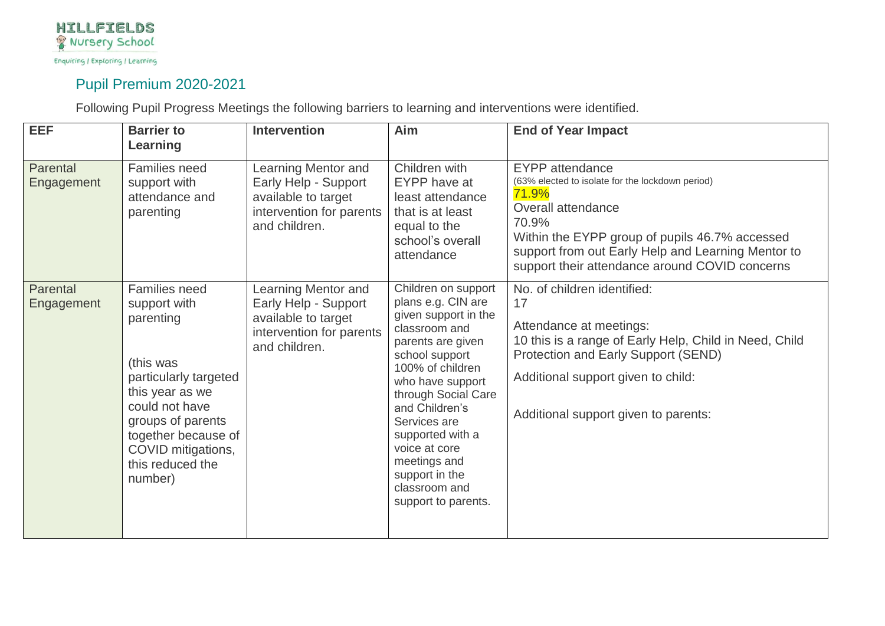HILLFIELDS Nursery School

Enquiring | Exploring | Learning

## Pupil Premium 2020-2021

Following Pupil Progress Meetings the following barriers to learning and interventions were identified.

| EEF | Barrier to Learning | Intervention | Aim | End of Year Impact |
|---|---|---|---|---|
| Parental Engagement | Families need support with attendance and parenting | Learning Mentor and Early Help - Support available to target intervention for parents and children. | Children with EYPP have at least attendance that is at least equal to the school's overall attendance | EYPP attendance<br>(63% elected to isolate for the lockdown period)<br>71.9%<br>Overall attendance<br>70.9%<br>Within the EYPP group of pupils 46.7% accessed support from out Early Help and Learning Mentor to support their attendance around COVID concerns |
| Parental Engagement | Families need support with parenting<br><br>(this was particularly targeted this year as we could not have groups of parents together because of COVID mitigations, this reduced the number) | Learning Mentor and Early Help - Support available to target intervention for parents and children. | Children on support plans e.g. CIN are given support in the classroom and parents are given school support 100% of children who have support through Social Care and Children's Services are supported with a voice at core meetings and support in the classroom and support to parents. | No. of children identified:<br>17<br><br>Attendance at meetings:<br>10 this is a range of Early Help, Child in Need, Child Protection and Early Support (SEND)<br><br>Additional support given to child:<br><br>Additional support given to parents: |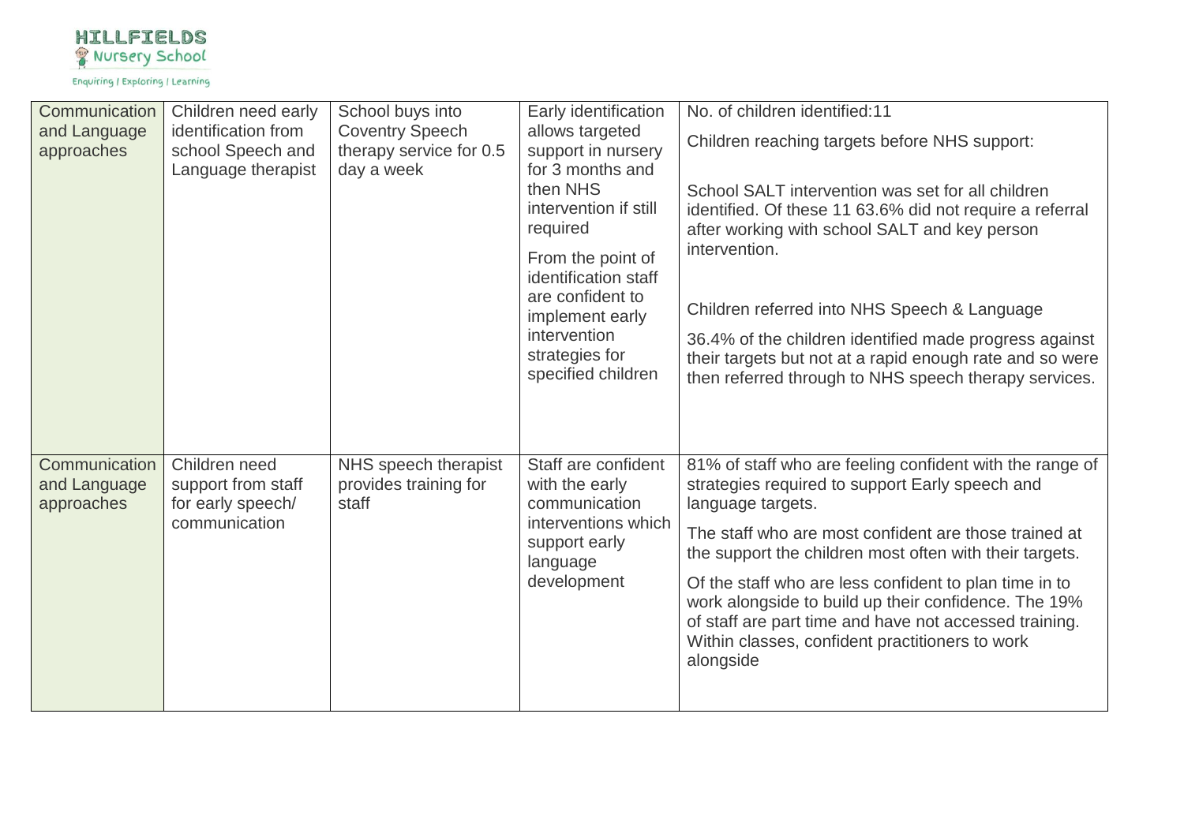| Communication and Language approaches | Children need early identification from school Speech and Language therapist | School buys into Coventry Speech therapy service for 0.5 day a week | Early identification allows targeted support in nursery for 3 months and then NHS intervention if still required<br><br>From the point of identification staff are confident to implement early intervention strategies for specified children | No. of children identified:11<br><br>Children reaching targets before NHS support:<br><br>School SALT intervention was set for all children identified. Of these 11 63.6% did not require a referral after working with school SALT and key person intervention.<br><br>Children referred into NHS Speech & Language<br><br>36.4% of the children identified made progress against their targets but not at a rapid enough rate and so were then referred through to NHS speech therapy services. |
|---|---|---|---|---|
| Communication and Language approaches | Children need support from staff for early speech/ communication | NHS speech therapist provides training for staff | Staff are confident with the early communication interventions which support early language development | 81% of staff who are feeling confident with the range of strategies required to support Early speech and language targets.<br><br>The staff who are most confident are those trained at the support the children most often with their targets.<br><br>Of the staff who are less confident to plan time in to work alongside to build up their confidence. The 19% of staff are part time and have not accessed training. Within classes, confident practitioners to work alongside |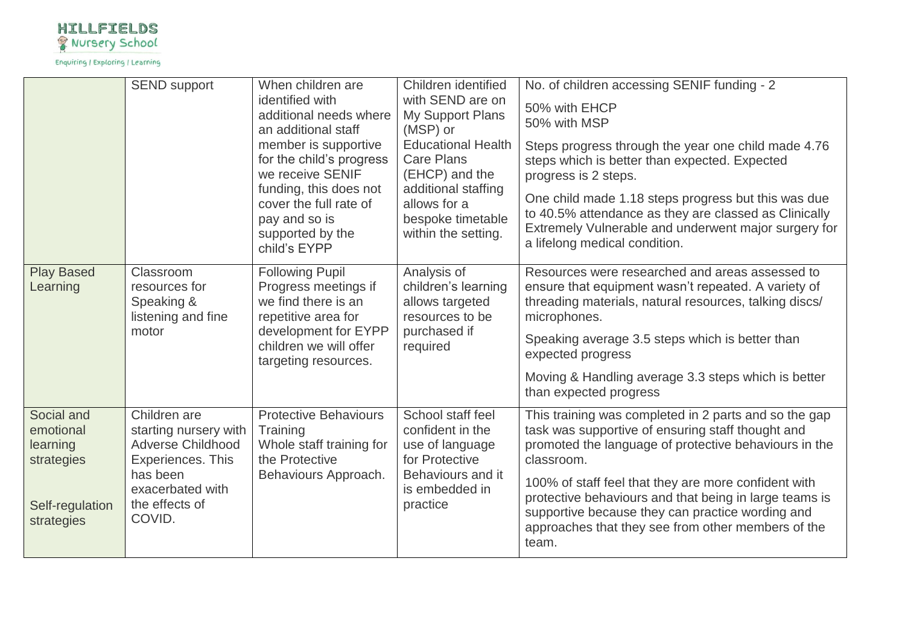| | SEND support | When children are identified with additional needs where an additional staff member is supportive for the child's progress we receive SENIF funding, this does not cover the full rate of pay and so is supported by the child's EYPP | Children identified with SEND are on My Support Plans (MSP) or Educational Health Care Plans (EHCP) and the additional staffing allows for a bespoke timetable within the setting. | No. of children accessing SENIF funding - 2<br><br>50% with EHCP<br>50% with MSP<br><br>Steps progress through the year one child made 4.76 steps which is better than expected. Expected progress is 2 steps.<br><br>One child made 1.18 steps progress but this was due to 40.5% attendance as they are classed as Clinically Extremely Vulnerable and underwent major surgery for a lifelong medical condition. |
|---|---|---|---|---|
| Play Based Learning | Classroom resources for Speaking & listening and fine motor | Following Pupil Progress meetings if we find there is an repetitive area for development for EYPP children we will offer targeting resources. | Analysis of children's learning allows targeted resources to be purchased if required | Resources were researched and areas assessed to ensure that equipment wasn't repeated. A variety of threading materials, natural resources, talking discs/ microphones.<br><br>Speaking average 3.5 steps which is better than expected progress<br><br>Moving & Handling average 3.3 steps which is better than expected progress |
| Social and emotional learning strategies<br><br>Self-regulation strategies | Children are starting nursery with Adverse Childhood Experiences. This has been exacerbated with the effects of COVID. | Protective Behaviours Training<br>Whole staff training for the Protective Behaviours Approach. | School staff feel confident in the use of language for Protective Behaviours and it is embedded in practice | This training was completed in 2 parts and so the gap task was supportive of ensuring staff thought and promoted the language of protective behaviours in the classroom.<br><br>100% of staff feel that they are more confident with protective behaviours and that being in large teams is supportive because they can practice wording and approaches that they see from other members of the team. |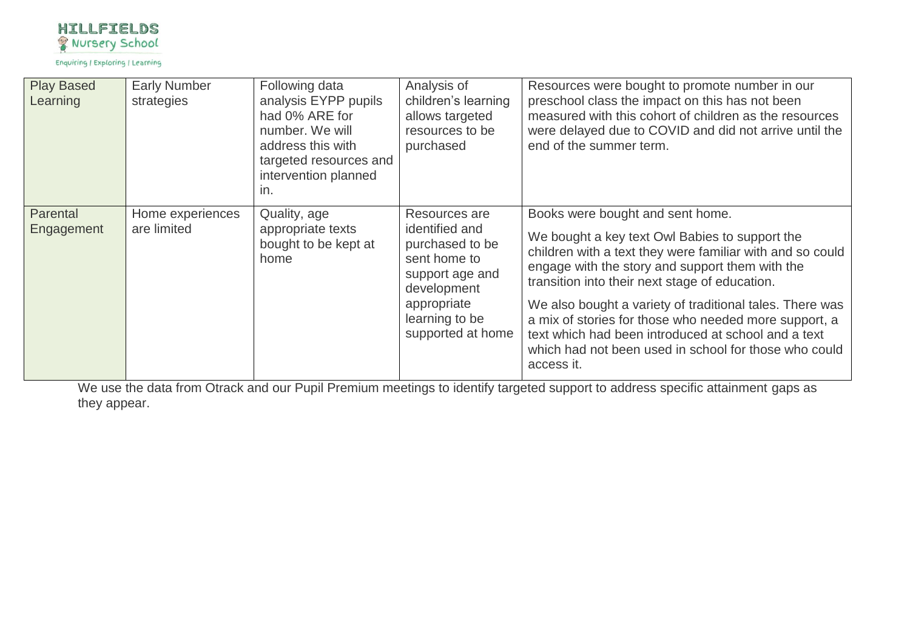| | | | | |
|---|---|---|---|---|
| Play Based Learning | Early Number strategies | Following data analysis EYPP pupils had 0% ARE for number. We will address this with targeted resources and intervention planned in. | Analysis of children's learning allows targeted resources to be purchased | Resources were bought to promote number in our preschool class the impact on this has not been measured with this cohort of children as the resources were delayed due to COVID and did not arrive until the end of the summer term. |
| Parental Engagement | Home experiences are limited | Quality, age appropriate texts bought to be kept at home | Resources are identified and purchased to be sent home to support age and development appropriate learning to be supported at home | Books were bought and sent home.<br><br>We bought a key text Owl Babies to support the children with a text they were familiar with and so could engage with the story and support them with the transition into their next stage of education.<br><br>We also bought a variety of traditional tales. There was a mix of stories for those who needed more support, a text which had been introduced at school and a text which had not been used in school for those who could access it. |

We use the data from Otrack and our Pupil Premium meetings to identify targeted support to address specific attainment gaps as they appear.